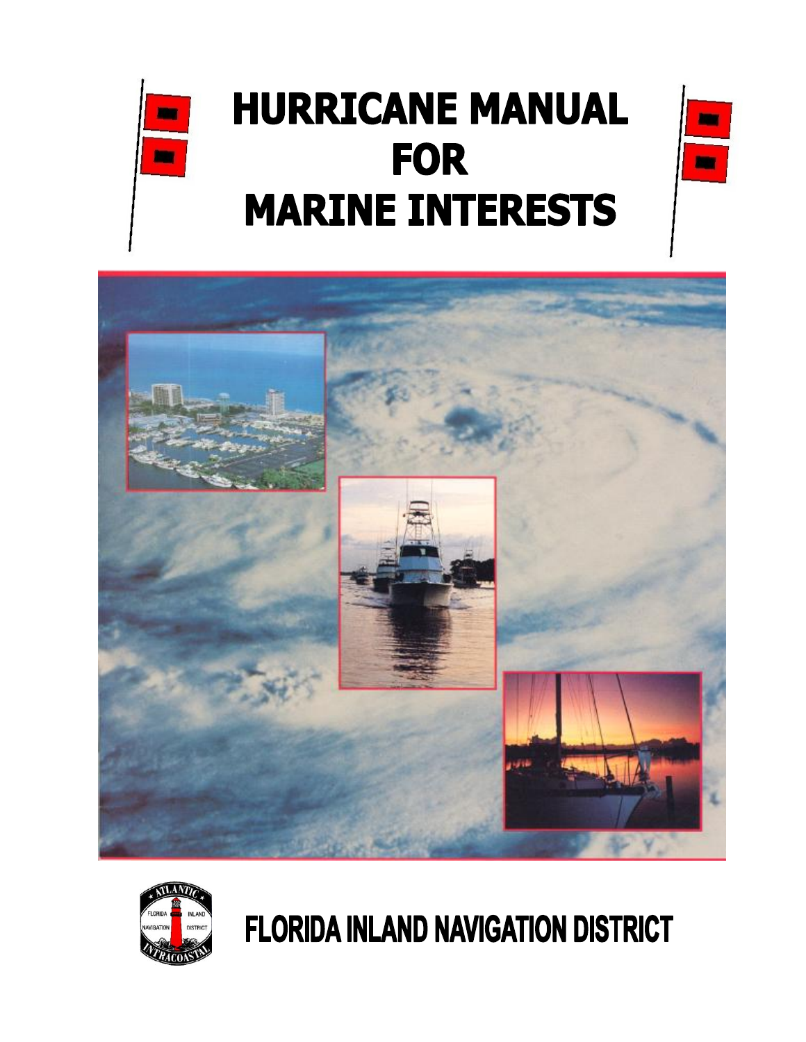# HURRICANE MANUAL FOR MARINE INTERESTS

FLORIDA INLAND NAVIGATION DISTRICT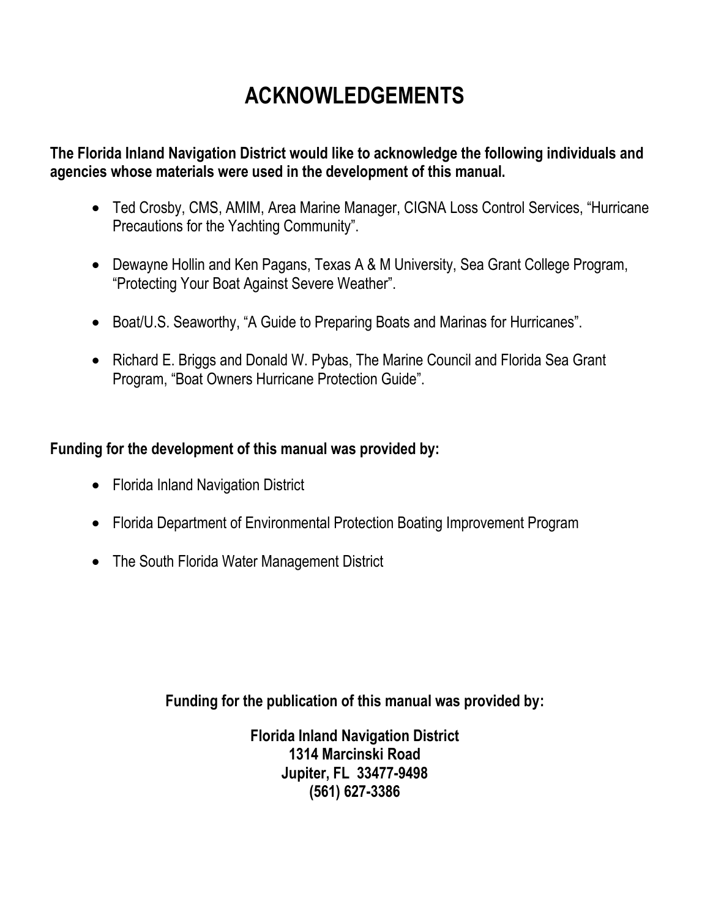# ACKNOWLEDGEMENTS

**The Florida Inland Navigation District would like to acknowledge the following individuals and agencies whose materials were used in the development of this manual.**

- Ted Crosby, CMS, AMIM, Area Marine Manager, CIGNA Loss Control Services, "Hurricane Precautions for the Yachting Community".
- Dewayne Hollin and Ken Pagans, Texas A & M University, Sea Grant College Program, "Protecting Your Boat Against Severe Weather".
- Boat/U.S. Seaworthy, "A Guide to Preparing Boats and Marinas for Hurricanes".
- Richard E. Briggs and Donald W. Pybas, The Marine Council and Florida Sea Grant Program, "Boat Owners Hurricane Protection Guide".

**Funding for the development of this manual was provided by:**

- Florida Inland Navigation District
- Florida Department of Environmental Protection Boating Improvement Program
- The South Florida Water Management District

**Funding for the publication of this manual was provided by:**

**Florida Inland Navigation District**
**1314 Marcinski Road**
**Jupiter, FL 33477-9498**
**(561) 627-3386**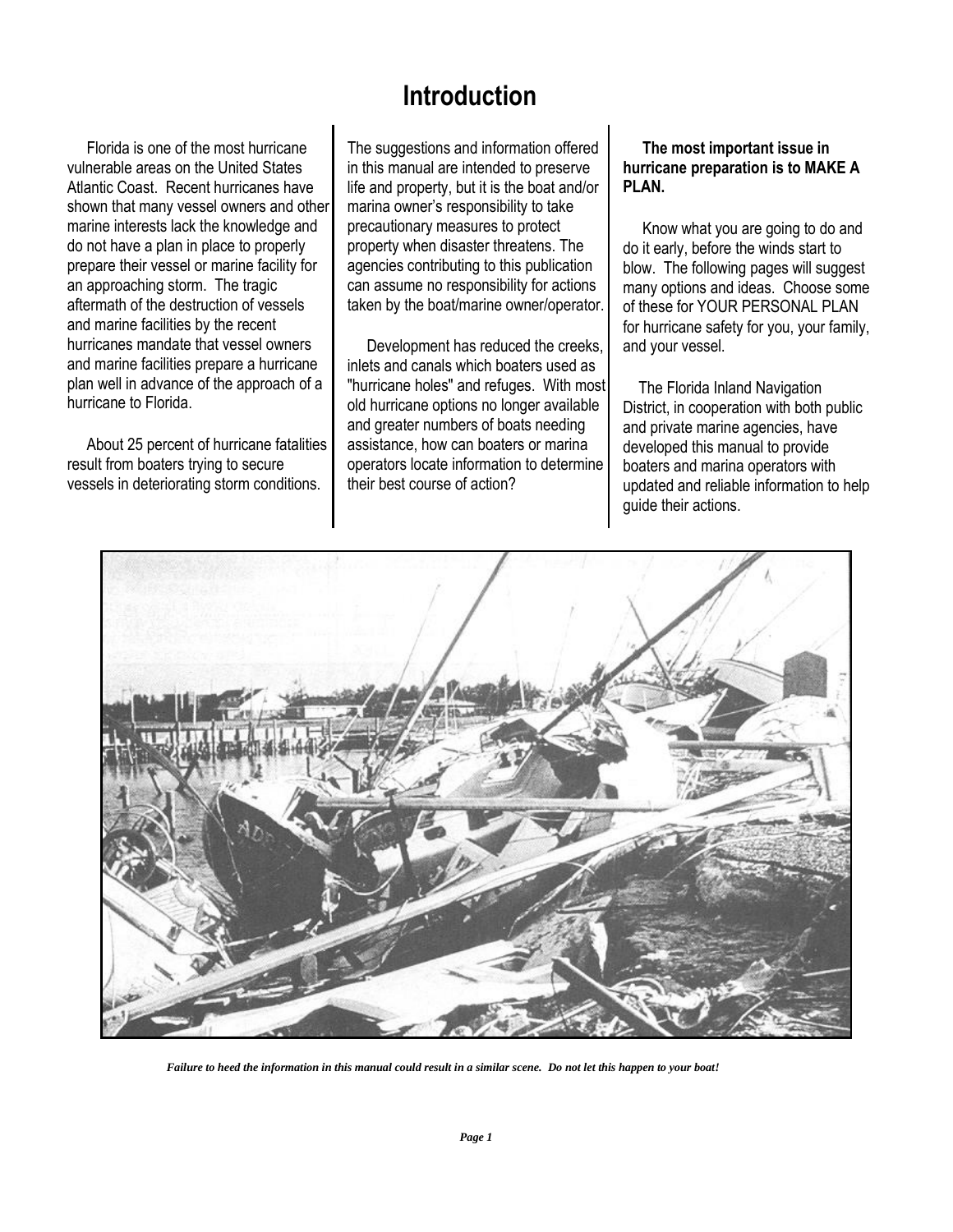# Introduction

Florida is one of the most hurricane vulnerable areas on the United States Atlantic Coast. Recent hurricanes have shown that many vessel owners and other marine interests lack the knowledge and do not have a plan in place to properly prepare their vessel or marine facility for an approaching storm. The tragic aftermath of the destruction of vessels and marine facilities by the recent hurricanes mandate that vessel owners and marine facilities prepare a hurricane plan well in advance of the approach of a hurricane to Florida.

About 25 percent of hurricane fatalities result from boaters trying to secure vessels in deteriorating storm conditions.

The suggestions and information offered in this manual are intended to preserve life and property, but it is the boat and/or marina owner's responsibility to take precautionary measures to protect property when disaster threatens. The agencies contributing to this publication can assume no responsibility for actions taken by the boat/marine owner/operator.

Development has reduced the creeks, inlets and canals which boaters used as "hurricane holes" and refuges. With most old hurricane options no longer available and greater numbers of boats needing assistance, how can boaters or marina operators locate information to determine their best course of action?

**The most important issue in hurricane preparation is to MAKE A PLAN.**

Know what you are going to do and do it early, before the winds start to blow. The following pages will suggest many options and ideas. Choose some of these for YOUR PERSONAL PLAN for hurricane safety for you, your family, and your vessel.

The Florida Inland Navigation District, in cooperation with both public and private marine agencies, have developed this manual to provide boaters and marina operators with updated and reliable information to help guide their actions.

***Failure to heed the information in this manual could result in a similar scene. Do not let this happen to your boat!***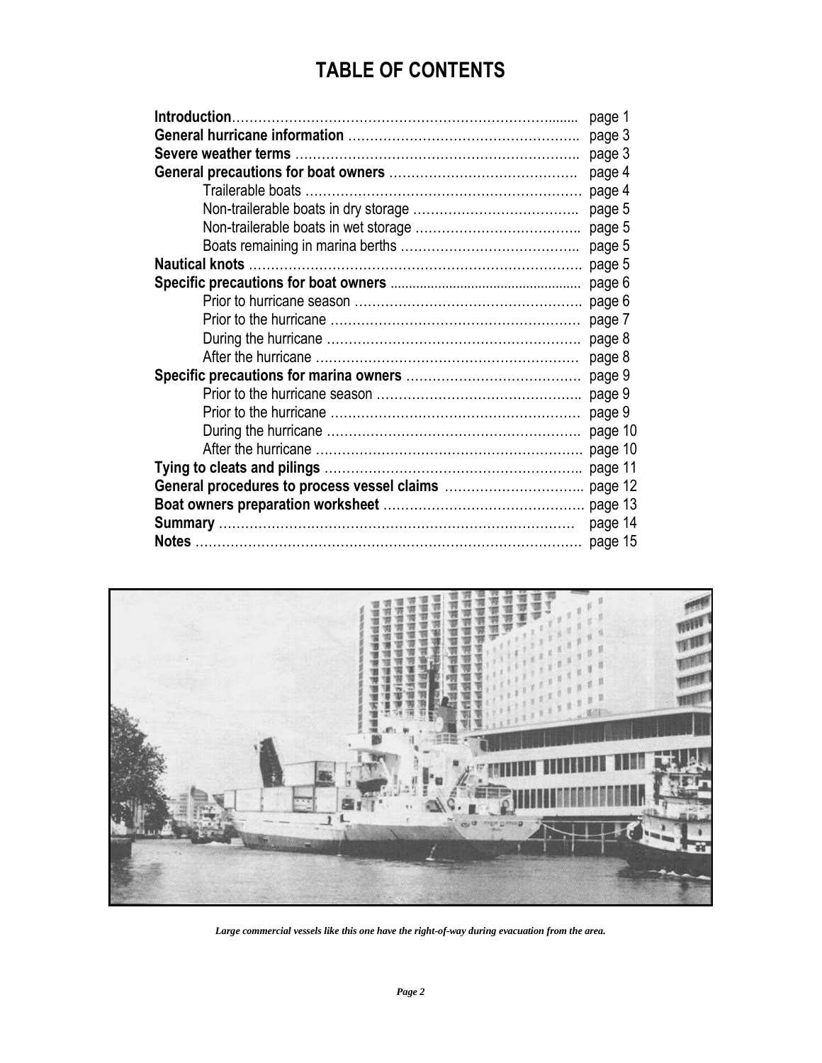# TABLE OF CONTENTS

| | |
|---|---|
| **Introduction** | page 1 |
| **General hurricane information** | page 3 |
| **Severe weather terms** | page 3 |
| **General precautions for boat owners** | page 4 |
| Trailerable boats | page 4 |
| Non-trailerable boats in dry storage | page 5 |
| Non-trailerable boats in wet storage | page 5 |
| Boats remaining in marina berths | page 5 |
| **Nautical knots** | page 5 |
| **Specific precautions for boat owners** | page 6 |
| Prior to hurricane season | page 6 |
| Prior to the hurricane | page 7 |
| During the hurricane | page 8 |
| After the hurricane | page 8 |
| **Specific precautions for marina owners** | page 9 |
| Prior to the hurricane season | page 9 |
| Prior to the hurricane | page 9 |
| During the hurricane | page 10 |
| After the hurricane | page 10 |
| **Tying to cleats and pilings** | page 11 |
| **General procedures to process vessel claims** | page 12 |
| **Boat owners preparation worksheet** | page 13 |
| **Summary** | page 14 |
| **Notes** | page 15 |

***Large commercial vessels like this one have the right-of-way during evacuation from the area.***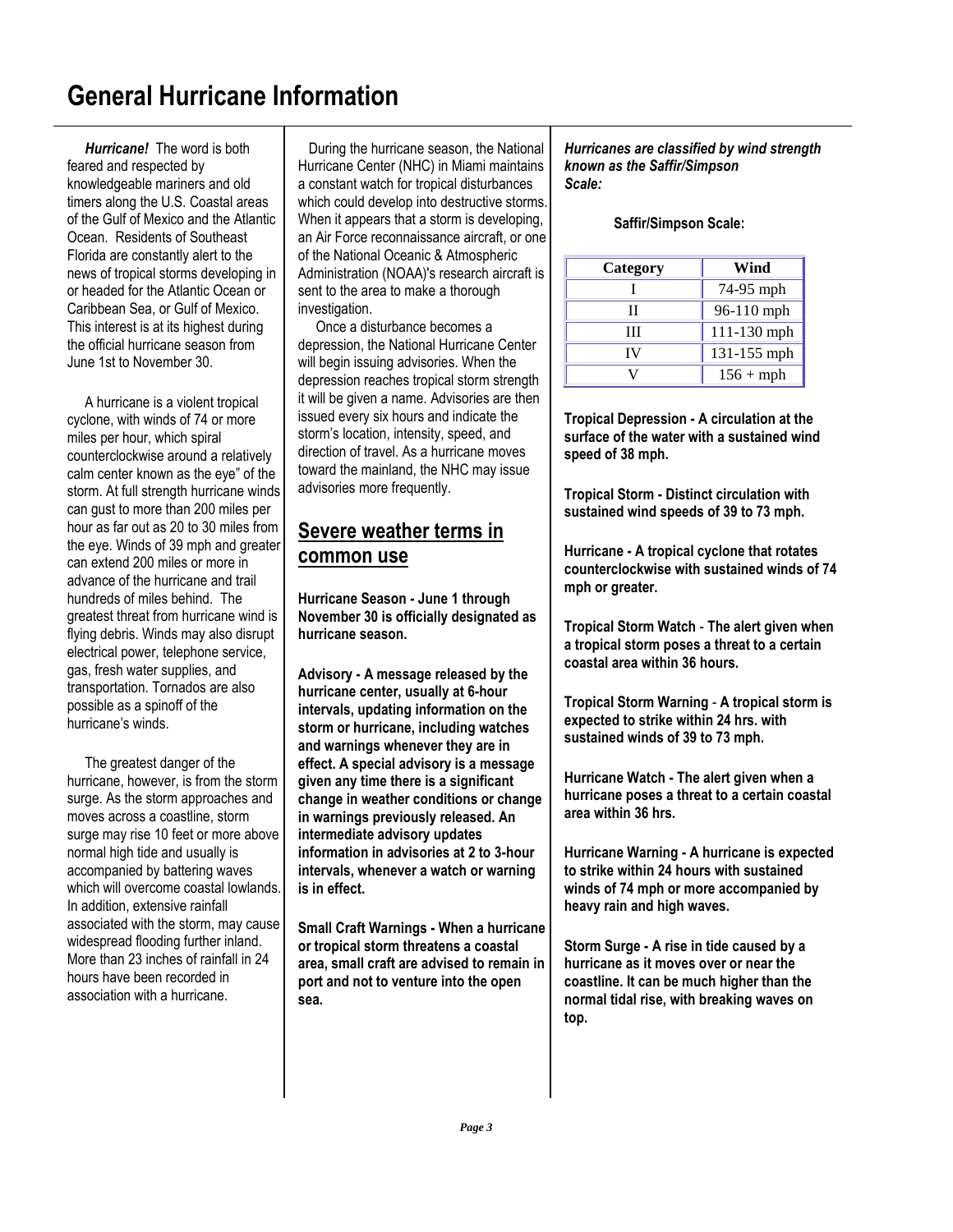# General Hurricane Information

***Hurricane!*** The word is both feared and respected by knowledgeable mariners and old timers along the U.S. Coastal areas of the Gulf of Mexico and the Atlantic Ocean. Residents of Southeast Florida are constantly alert to the news of tropical storms developing in or headed for the Atlantic Ocean or Caribbean Sea, or Gulf of Mexico. This interest is at its highest during the official hurricane season from June 1st to November 30.

A hurricane is a violent tropical cyclone, with winds of 74 or more miles per hour, which spiral counterclockwise around a relatively calm center known as the eye" of the storm. At full strength hurricane winds can gust to more than 200 miles per hour as far out as 20 to 30 miles from the eye. Winds of 39 mph and greater can extend 200 miles or more in advance of the hurricane and trail hundreds of miles behind. The greatest threat from hurricane wind is flying debris. Winds may also disrupt electrical power, telephone service, gas, fresh water supplies, and transportation. Tornados are also possible as a spinoff of the hurricane's winds.

The greatest danger of the hurricane, however, is from the storm surge. As the storm approaches and moves across a coastline, storm surge may rise 10 feet or more above normal high tide and usually is accompanied by battering waves which will overcome coastal lowlands. In addition, extensive rainfall associated with the storm, may cause widespread flooding further inland. More than 23 inches of rainfall in 24 hours have been recorded in association with a hurricane.

During the hurricane season, the National Hurricane Center (NHC) in Miami maintains a constant watch for tropical disturbances which could develop into destructive storms. When it appears that a storm is developing, an Air Force reconnaissance aircraft, or one of the National Oceanic & Atmospheric Administration (NOAA)'s research aircraft is sent to the area to make a thorough investigation.

Once a disturbance becomes a depression, the National Hurricane Center will begin issuing advisories. When the depression reaches tropical storm strength it will be given a name. Advisories are then issued every six hours and indicate the storm's location, intensity, speed, and direction of travel. As a hurricane moves toward the mainland, the NHC may issue advisories more frequently.

## Severe weather terms in common use

**Hurricane Season - June 1 through November 30 is officially designated as hurricane season.**

**Advisory - A message released by the hurricane center, usually at 6-hour intervals, updating information on the storm or hurricane, including watches and warnings whenever they are in effect. A special advisory is a message given any time there is a significant change in weather conditions or change in warnings previously released. An intermediate advisory updates information in advisories at 2 to 3-hour intervals, whenever a watch or warning is in effect.**

**Small Craft Warnings - When a hurricane or tropical storm threatens a coastal area, small craft are advised to remain in port and not to venture into the open sea.**

***Hurricanes are classified by wind strength known as the Saffir/Simpson Scale:***

**Saffir/Simpson Scale:**

| Category | Wind |
|---|---|
| I | 74-95 mph |
| II | 96-110 mph |
| III | 111-130 mph |
| IV | 131-155 mph |
| V | 156 + mph |

**Tropical Depression - A circulation at the surface of the water with a sustained wind speed of 38 mph.**

**Tropical Storm - Distinct circulation with sustained wind speeds of 39 to 73 mph.**

**Hurricane - A tropical cyclone that rotates counterclockwise with sustained winds of 74 mph or greater.**

**Tropical Storm Watch - The alert given when a tropical storm poses a threat to a certain coastal area within 36 hours.**

**Tropical Storm Warning - A tropical storm is expected to strike within 24 hrs. with sustained winds of 39 to 73 mph.**

**Hurricane Watch - The alert given when a hurricane poses a threat to a certain coastal area within 36 hrs.**

**Hurricane Warning - A hurricane is expected to strike within 24 hours with sustained winds of 74 mph or more accompanied by heavy rain and high waves.**

**Storm Surge - A rise in tide caused by a hurricane as it moves over or near the coastline. It can be much higher than the normal tidal rise, with breaking waves on top.**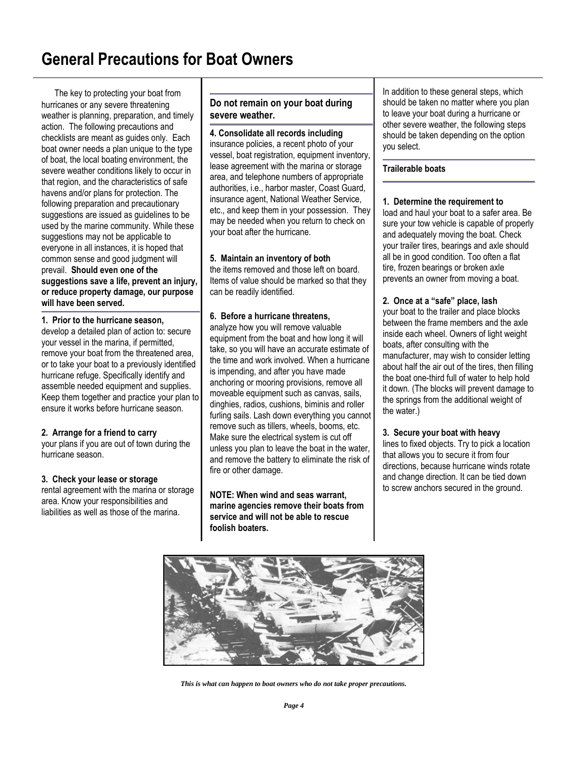# General Precautions for Boat Owners

The key to protecting your boat from hurricanes or any severe threatening weather is planning, preparation, and timely action. The following precautions and checklists are meant as guides only. Each boat owner needs a plan unique to the type of boat, the local boating environment, the severe weather conditions likely to occur in that region, and the characteristics of safe havens and/or plans for protection. The following preparation and precautionary suggestions are issued as guidelines to be used by the marine community. While these suggestions may not be applicable to everyone in all instances, it is hoped that common sense and good judgment will prevail. **Should even one of the suggestions save a life, prevent an injury, or reduce property damage, our purpose will have been served.**

**1. Prior to the hurricane season,** develop a detailed plan of action to: secure your vessel in the marina, if permitted, remove your boat from the threatened area, or to take your boat to a previously identified hurricane refuge. Specifically identify and assemble needed equipment and supplies. Keep them together and practice your plan to ensure it works before hurricane season.

**2. Arrange for a friend to carry** your plans if you are out of town during the hurricane season.

**3. Check your lease or storage** rental agreement with the marina or storage area. Know your responsibilities and liabilities as well as those of the marina.

**Do not remain on your boat during severe weather.**

**4. Consolidate all records including** insurance policies, a recent photo of your vessel, boat registration, equipment inventory, lease agreement with the marina or storage area, and telephone numbers of appropriate authorities, i.e., harbor master, Coast Guard, insurance agent, National Weather Service, etc., and keep them in your possession. They may be needed when you return to check on your boat after the hurricane.

**5. Maintain an inventory of both** the items removed and those left on board. Items of value should be marked so that they can be readily identified.

**6. Before a hurricane threatens,** analyze how you will remove valuable equipment from the boat and how long it will take, so you will have an accurate estimate of the time and work involved. When a hurricane is impending, and after you have made anchoring or mooring provisions, remove all moveable equipment such as canvas, sails, dinghies, radios, cushions, biminis and roller furling sails. Lash down everything you cannot remove such as tillers, wheels, booms, etc. Make sure the electrical system is cut off unless you plan to leave the boat in the water, and remove the battery to eliminate the risk of fire or other damage.

**NOTE: When wind and seas warrant, marine agencies remove their boats from service and will not be able to rescue foolish boaters.**

In addition to these general steps, which should be taken no matter where you plan to leave your boat during a hurricane or other severe weather, the following steps should be taken depending on the option you select.

### Trailerable boats

**1. Determine the requirement to** load and haul your boat to a safer area. Be sure your tow vehicle is capable of properly and adequately moving the boat. Check your trailer tires, bearings and axle should all be in good condition. Too often a flat tire, frozen bearings or broken axle prevents an owner from moving a boat.

**2. Once at a "safe" place, lash** your boat to the trailer and place blocks between the frame members and the axle inside each wheel. Owners of light weight boats, after consulting with the manufacturer, may wish to consider letting about half the air out of the tires, then filling the boat one-third full of water to help hold it down. (The blocks will prevent damage to the springs from the additional weight of the water.)

**3. Secure your boat with heavy** lines to fixed objects. Try to pick a location that allows you to secure it from four directions, because hurricane winds rotate and change direction. It can be tied down to screw anchors secured in the ground.

*This is what can happen to boat owners who do not take proper precautions.*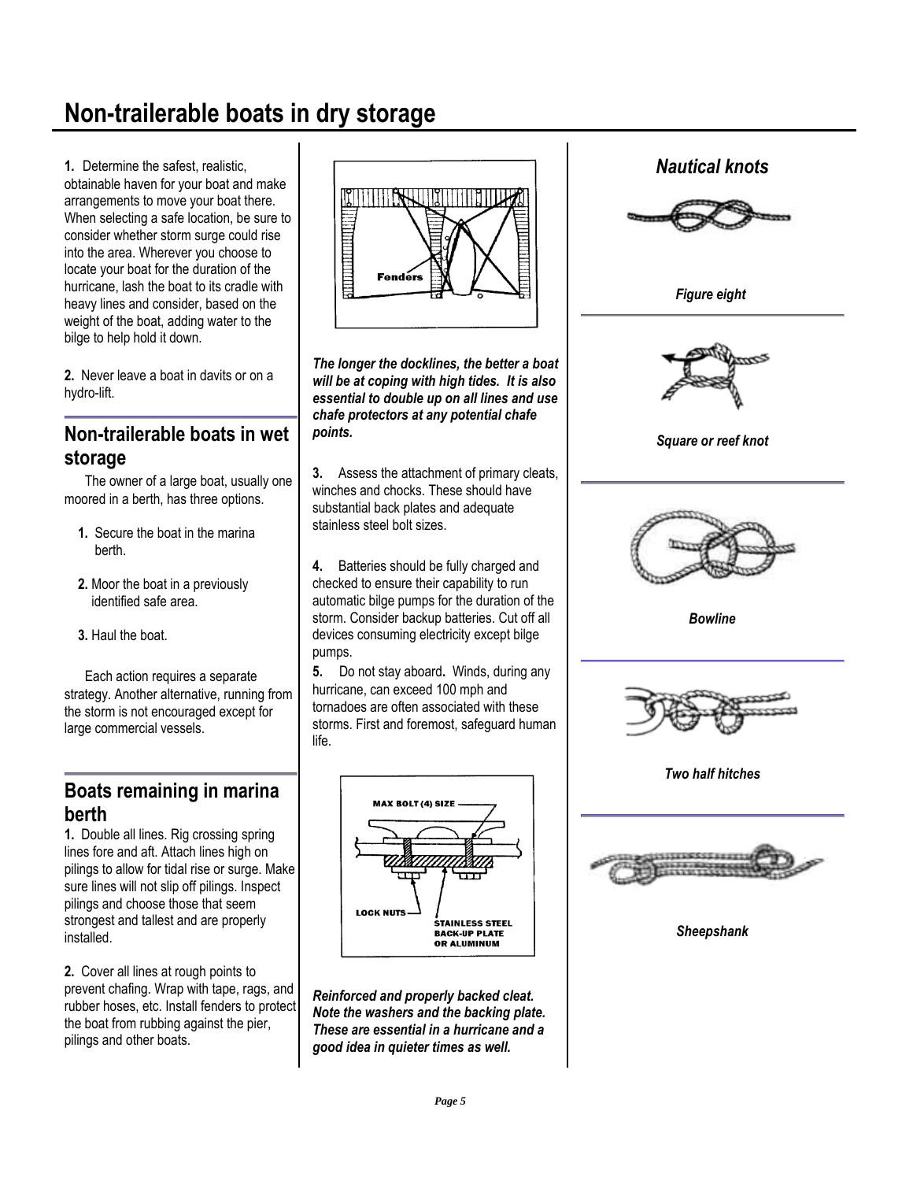# Non-trailerable boats in dry storage

**1.** Determine the safest, realistic, obtainable haven for your boat and make arrangements to move your boat there. When selecting a safe location, be sure to consider whether storm surge could rise into the area. Wherever you choose to locate your boat for the duration of the hurricane, lash the boat to its cradle with heavy lines and consider, based on the weight of the boat, adding water to the bilge to help hold it down.

**2.** Never leave a boat in davits or on a hydro-lift.

## Non-trailerable boats in wet storage

The owner of a large boat, usually one moored in a berth, has three options.

1. Secure the boat in the marina berth.
2. Moor the boat in a previously identified safe area.
3. Haul the boat.

Each action requires a separate strategy. Another alternative, running from the storm is not encouraged except for large commercial vessels.

## Boats remaining in marina berth

**1.** Double all lines. Rig crossing spring lines fore and aft. Attach lines high on pilings to allow for tidal rise or surge. Make sure lines will not slip off pilings. Inspect pilings and choose those that seem strongest and tallest and are properly installed.

**2.** Cover all lines at rough points to prevent chafing. Wrap with tape, rags, and rubber hoses, etc. Install fenders to protect the boat from rubbing against the pier, pilings and other boats.

Fenders

***The longer the docklines, the better a boat will be at coping with high tides. It is also essential to double up on all lines and use chafe protectors at any potential chafe points.***

**3.** Assess the attachment of primary cleats, winches and chocks. These should have substantial back plates and adequate stainless steel bolt sizes.

**4.** Batteries should be fully charged and checked to ensure their capability to run automatic bilge pumps for the duration of the storm. Consider backup batteries. Cut off all devices consuming electricity except bilge pumps.

**5.** Do not stay aboard**.** Winds, during any hurricane, can exceed 100 mph and tornadoes are often associated with these storms. First and foremost, safeguard human life.

MAX BOLT (4) SIZE

LOCK NUTS

STAINLESS STEEL BACK-UP PLATE OR ALUMINUM

***Reinforced and properly backed cleat. Note the washers and the backing plate. These are essential in a hurricane and a good idea in quieter times as well.***

## *Nautical knots*

***Figure eight***

***Square or reef knot***

***Bowline***

***Two half hitches***

***Sheepshank***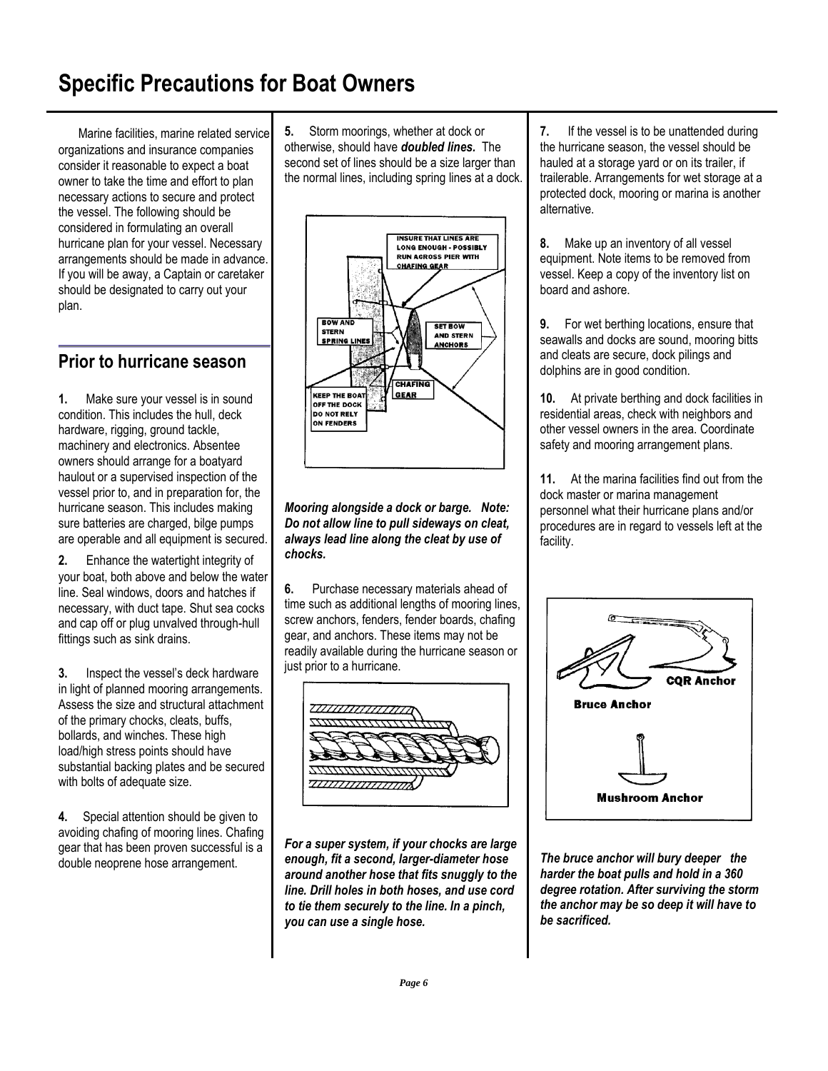# Specific Precautions for Boat Owners

Marine facilities, marine related service organizations and insurance companies consider it reasonable to expect a boat owner to take the time and effort to plan necessary actions to secure and protect the vessel. The following should be considered in formulating an overall hurricane plan for your vessel. Necessary arrangements should be made in advance. If you will be away, a Captain or caretaker should be designated to carry out your plan.

## Prior to hurricane season

**1.** Make sure your vessel is in sound condition. This includes the hull, deck hardware, rigging, ground tackle, machinery and electronics. Absentee owners should arrange for a boatyard haulout or a supervised inspection of the vessel prior to, and in preparation for, the hurricane season. This includes making sure batteries are charged, bilge pumps are operable and all equipment is secured.

**2.** Enhance the watertight integrity of your boat, both above and below the water line. Seal windows, doors and hatches if necessary, with duct tape. Shut sea cocks and cap off or plug unvalved through-hull fittings such as sink drains.

**3.** Inspect the vessel's deck hardware in light of planned mooring arrangements. Assess the size and structural attachment of the primary chocks, cleats, buffs, bollards, and winches. These high load/high stress points should have substantial backing plates and be secured with bolts of adequate size.

**4.** Special attention should be given to avoiding chafing of mooring lines. Chafing gear that has been proven successful is a double neoprene hose arrangement.

**5.** Storm moorings, whether at dock or otherwise, should have ***doubled lines.*** The second set of lines should be a size larger than the normal lines, including spring lines at a dock.

INSURE THAT LINES ARE LONG ENOUGH - POSSIBLY RUN ACROSS PIER WITH CHAFING GEAR

BOW AND STERN SPRING LINES

SET BOW AND STERN ANCHORS

CHAFING GEAR

KEEP THE BOAT OFF THE DOCK DO NOT RELY ON FENDERS

***Mooring alongside a dock or barge. Note: Do not allow line to pull sideways on cleat, always lead line along the cleat by use of chocks.***

**6.** Purchase necessary materials ahead of time such as additional lengths of mooring lines, screw anchors, fenders, fender boards, chafing gear, and anchors. These items may not be readily available during the hurricane season or just prior to a hurricane.

***For a super system, if your chocks are large enough, fit a second, larger-diameter hose around another hose that fits snuggly to the line. Drill holes in both hoses, and use cord to tie them securely to the line. In a pinch, you can use a single hose.***

**7.** If the vessel is to be unattended during the hurricane season, the vessel should be hauled at a storage yard or on its trailer, if trailerable. Arrangements for wet storage at a protected dock, mooring or marina is another alternative.

**8.** Make up an inventory of all vessel equipment. Note items to be removed from vessel. Keep a copy of the inventory list on board and ashore.

**9.** For wet berthing locations, ensure that seawalls and docks are sound, mooring bitts and cleats are secure, dock pilings and dolphins are in good condition.

**10.** At private berthing and dock facilities in residential areas, check with neighbors and other vessel owners in the area. Coordinate safety and mooring arrangement plans.

**11.** At the marina facilities find out from the dock master or marina management personnel what their hurricane plans and/or procedures are in regard to vessels left at the facility.

CQR Anchor

Bruce Anchor

Mushroom Anchor

***The bruce anchor will bury deeper the harder the boat pulls and hold in a 360 degree rotation. After surviving the storm the anchor may be so deep it will have to be sacrificed.***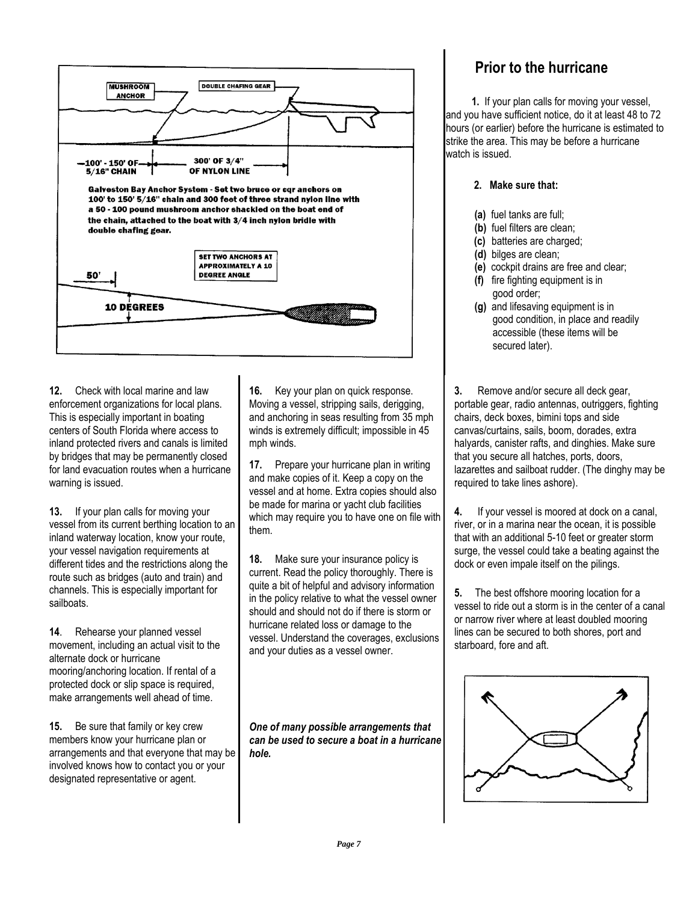MUSHROOM ANCHOR

DOUBLE CHAFING GEAR

100' - 150' OF 5/16" CHAIN

300' OF 3/4" OF NYLON LINE

Galveston Bay Anchor System - Set two bruce or cqr anchors on 100' to 150' 5/16" chain and 300 feet of three strand nylon line with a 50 - 100 pound mushroom anchor shackled on the boat end of the chain, attached to the boat with 3/4 inch nylon bridle with double chafing gear.

SET TWO ANCHORS AT APPROXIMATELY A 10 DEGREE ANGLE

50'

10 DEGREES

**12.** Check with local marine and law enforcement organizations for local plans. This is especially important in boating centers of South Florida where access to inland protected rivers and canals is limited by bridges that may be permanently closed for land evacuation routes when a hurricane warning is issued.

**13.** If your plan calls for moving your vessel from its current berthing location to an inland waterway location, know your route, your vessel navigation requirements at different tides and the restrictions along the route such as bridges (auto and train) and channels. This is especially important for sailboats.

**14**. Rehearse your planned vessel movement, including an actual visit to the alternate dock or hurricane mooring/anchoring location. If rental of a protected dock or slip space is required, make arrangements well ahead of time.

**15.** Be sure that family or key crew members know your hurricane plan or arrangements and that everyone that may be involved knows how to contact you or your designated representative or agent.

**16.** Key your plan on quick response. Moving a vessel, stripping sails, derigging, and anchoring in seas resulting from 35 mph winds is extremely difficult; impossible in 45 mph winds.

**17.** Prepare your hurricane plan in writing and make copies of it. Keep a copy on the vessel and at home. Extra copies should also be made for marina or yacht club facilities which may require you to have one on file with them.

**18.** Make sure your insurance policy is current. Read the policy thoroughly. There is quite a bit of helpful and advisory information in the policy relative to what the vessel owner should and should not do if there is storm or hurricane related loss or damage to the vessel. Understand the coverages, exclusions and your duties as a vessel owner.

***One of many possible arrangements that can be used to secure a boat in a hurricane hole.***

## Prior to the hurricane

**1.** If your plan calls for moving your vessel, and you have sufficient notice, do it at least 48 to 72 hours (or earlier) before the hurricane is estimated to strike the area. This may be before a hurricane watch is issued.

**2. Make sure that:**

**(a)** fuel tanks are full;
**(b)** fuel filters are clean;
**(c)** batteries are charged;
**(d)** bilges are clean;
**(e)** cockpit drains are free and clear;
**(f)** fire fighting equipment is in good order;
**(g)** and lifesaving equipment is in good condition, in place and readily accessible (these items will be secured later).

**3.** Remove and/or secure all deck gear, portable gear, radio antennas, outriggers, fighting chairs, deck boxes, bimini tops and side canvas/curtains, sails, boom, dorades, extra halyards, canister rafts, and dinghies. Make sure that you secure all hatches, ports, doors, lazarettes and sailboat rudder. (The dinghy may be required to take lines ashore).

**4.** If your vessel is moored at dock on a canal, river, or in a marina near the ocean, it is possible that with an additional 5-10 feet or greater storm surge, the vessel could take a beating against the dock or even impale itself on the pilings.

**5.** The best offshore mooring location for a vessel to ride out a storm is in the center of a canal or narrow river where at least doubled mooring lines can be secured to both shores, port and starboard, fore and aft.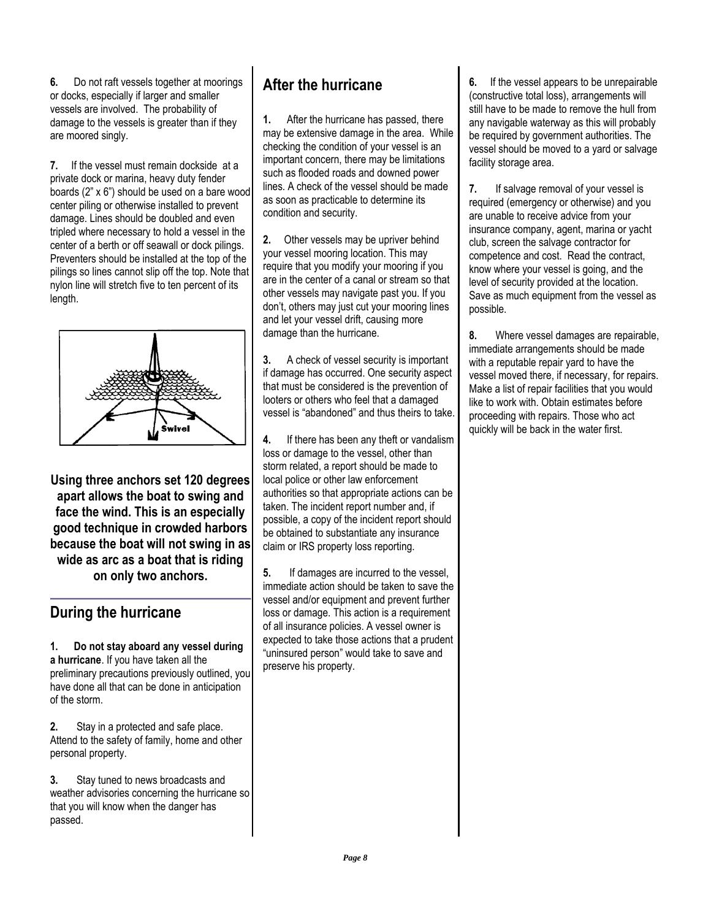**6.** Do not raft vessels together at moorings or docks, especially if larger and smaller vessels are involved. The probability of damage to the vessels is greater than if they are moored singly.

**7.** If the vessel must remain dockside at a private dock or marina, heavy duty fender boards (2" x 6") should be used on a bare wood center piling or otherwise installed to prevent damage. Lines should be doubled and even tripled where necessary to hold a vessel in the center of a berth or off seawall or dock pilings. Preventers should be installed at the top of the pilings so lines cannot slip off the top. Note that nylon line will stretch five to ten percent of its length.

**Using three anchors set 120 degrees apart allows the boat to swing and face the wind. This is an especially good technique in crowded harbors because the boat will not swing in as wide as arc as a boat that is riding on only two anchors.**

## During the hurricane

**1. Do not stay aboard any vessel during a hurricane**. If you have taken all the preliminary precautions previously outlined, you have done all that can be done in anticipation of the storm.

**2.** Stay in a protected and safe place. Attend to the safety of family, home and other personal property.

**3.** Stay tuned to news broadcasts and weather advisories concerning the hurricane so that you will know when the danger has passed.

## After the hurricane

**1.** After the hurricane has passed, there may be extensive damage in the area. While checking the condition of your vessel is an important concern, there may be limitations such as flooded roads and downed power lines. A check of the vessel should be made as soon as practicable to determine its condition and security.

**2.** Other vessels may be upriver behind your vessel mooring location. This may require that you modify your mooring if you are in the center of a canal or stream so that other vessels may navigate past you. If you don't, others may just cut your mooring lines and let your vessel drift, causing more damage than the hurricane.

**3.** A check of vessel security is important if damage has occurred. One security aspect that must be considered is the prevention of looters or others who feel that a damaged vessel is "abandoned" and thus theirs to take.

**4.** If there has been any theft or vandalism loss or damage to the vessel, other than storm related, a report should be made to local police or other law enforcement authorities so that appropriate actions can be taken. The incident report number and, if possible, a copy of the incident report should be obtained to substantiate any insurance claim or IRS property loss reporting.

**5.** If damages are incurred to the vessel, immediate action should be taken to save the vessel and/or equipment and prevent further loss or damage. This action is a requirement of all insurance policies. A vessel owner is expected to take those actions that a prudent "uninsured person" would take to save and preserve his property.

**6.** If the vessel appears to be unrepairable (constructive total loss), arrangements will still have to be made to remove the hull from any navigable waterway as this will probably be required by government authorities. The vessel should be moved to a yard or salvage facility storage area.

**7.** If salvage removal of your vessel is required (emergency or otherwise) and you are unable to receive advice from your insurance company, agent, marina or yacht club, screen the salvage contractor for competence and cost. Read the contract, know where your vessel is going, and the level of security provided at the location. Save as much equipment from the vessel as possible.

**8.** Where vessel damages are repairable, immediate arrangements should be made with a reputable repair yard to have the vessel moved there, if necessary, for repairs. Make a list of repair facilities that you would like to work with. Obtain estimates before proceeding with repairs. Those who act quickly will be back in the water first.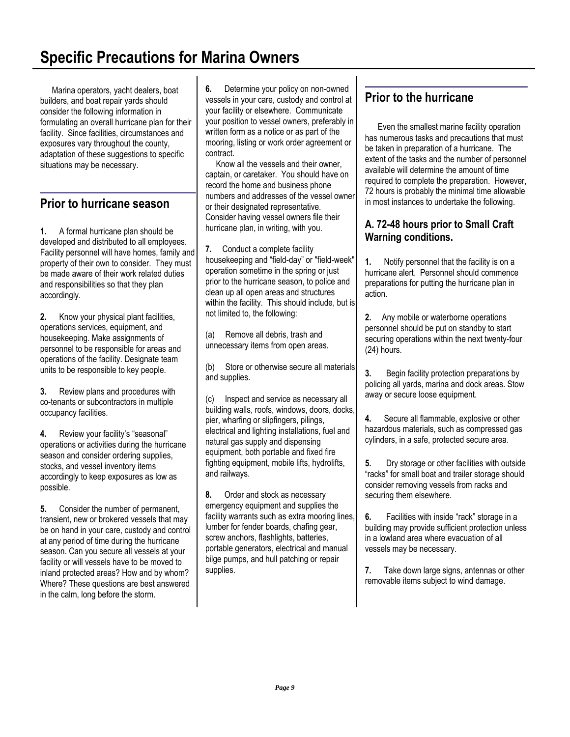# Specific Precautions for Marina Owners

Marina operators, yacht dealers, boat builders, and boat repair yards should consider the following information in formulating an overall hurricane plan for their facility. Since facilities, circumstances and exposures vary throughout the county, adaptation of these suggestions to specific situations may be necessary.

## Prior to hurricane season

**1.** A formal hurricane plan should be developed and distributed to all employees. Facility personnel will have homes, family and property of their own to consider. They must be made aware of their work related duties and responsibilities so that they plan accordingly.

**2.** Know your physical plant facilities, operations services, equipment, and housekeeping. Make assignments of personnel to be responsible for areas and operations of the facility. Designate team units to be responsible to key people.

**3.** Review plans and procedures with co-tenants or subcontractors in multiple occupancy facilities.

**4.** Review your facility's "seasonal" operations or activities during the hurricane season and consider ordering supplies, stocks, and vessel inventory items accordingly to keep exposures as low as possible.

**5.** Consider the number of permanent, transient, new or brokered vessels that may be on hand in your care, custody and control at any period of time during the hurricane season. Can you secure all vessels at your facility or will vessels have to be moved to inland protected areas? How and by whom? Where? These questions are best answered in the calm, long before the storm.

**6.** Determine your policy on non-owned vessels in your care, custody and control at your facility or elsewhere. Communicate your position to vessel owners, preferably in written form as a notice or as part of the mooring, listing or work order agreement or contract.

Know all the vessels and their owner, captain, or caretaker. You should have on record the home and business phone numbers and addresses of the vessel owner or their designated representative. Consider having vessel owners file their hurricane plan, in writing, with you.

**7.** Conduct a complete facility housekeeping and "field-day" or "field-week" operation sometime in the spring or just prior to the hurricane season, to police and clean up all open areas and structures within the facility. This should include, but is not limited to, the following:

(a) Remove all debris, trash and unnecessary items from open areas.

(b) Store or otherwise secure all materials and supplies.

(c) Inspect and service as necessary all building walls, roofs, windows, doors, docks, pier, wharfing or slipfingers, pilings, electrical and lighting installations, fuel and natural gas supply and dispensing equipment, both portable and fixed fire fighting equipment, mobile lifts, hydrolifts, and railways.

**8.** Order and stock as necessary emergency equipment and supplies the facility warrants such as extra mooring lines, lumber for fender boards, chafing gear, screw anchors, flashlights, batteries, portable generators, electrical and manual bilge pumps, and hull patching or repair supplies.

## Prior to the hurricane

Even the smallest marine facility operation has numerous tasks and precautions that must be taken in preparation of a hurricane. The extent of the tasks and the number of personnel available will determine the amount of time required to complete the preparation. However, 72 hours is probably the minimal time allowable in most instances to undertake the following.

### A. 72-48 hours prior to Small Craft Warning conditions.

**1.** Notify personnel that the facility is on a hurricane alert. Personnel should commence preparations for putting the hurricane plan in action.

**2.** Any mobile or waterborne operations personnel should be put on standby to start securing operations within the next twenty-four (24) hours.

**3.** Begin facility protection preparations by policing all yards, marina and dock areas. Stow away or secure loose equipment.

**4.** Secure all flammable, explosive or other hazardous materials, such as compressed gas cylinders, in a safe, protected secure area.

**5.** Dry storage or other facilities with outside "racks" for small boat and trailer storage should consider removing vessels from racks and securing them elsewhere.

**6.** Facilities with inside "rack" storage in a building may provide sufficient protection unless in a lowland area where evacuation of all vessels may be necessary.

**7.** Take down large signs, antennas or other removable items subject to wind damage.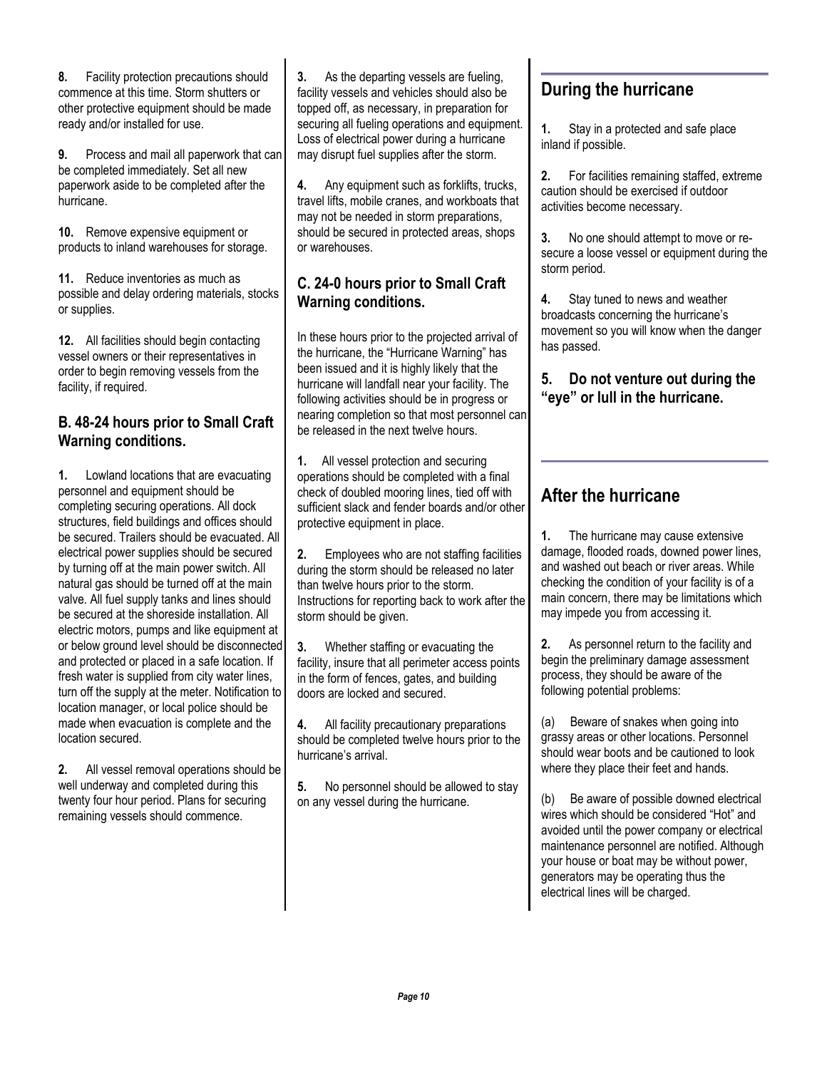**8.** Facility protection precautions should commence at this time. Storm shutters or other protective equipment should be made ready and/or installed for use.

**9.** Process and mail all paperwork that can be completed immediately. Set all new paperwork aside to be completed after the hurricane.

**10.** Remove expensive equipment or products to inland warehouses for storage.

**11.** Reduce inventories as much as possible and delay ordering materials, stocks or supplies.

**12.** All facilities should begin contacting vessel owners or their representatives in order to begin removing vessels from the facility, if required.

### B. 48-24 hours prior to Small Craft Warning conditions.

**1.** Lowland locations that are evacuating personnel and equipment should be completing securing operations. All dock structures, field buildings and offices should be secured. Trailers should be evacuated. All electrical power supplies should be secured by turning off at the main power switch. All natural gas should be turned off at the main valve. All fuel supply tanks and lines should be secured at the shoreside installation. All electric motors, pumps and like equipment at or below ground level should be disconnected and protected or placed in a safe location. If fresh water is supplied from city water lines, turn off the supply at the meter. Notification to location manager, or local police should be made when evacuation is complete and the location secured.

**2.** All vessel removal operations should be well underway and completed during this twenty four hour period. Plans for securing remaining vessels should commence.

**3.** As the departing vessels are fueling, facility vessels and vehicles should also be topped off, as necessary, in preparation for securing all fueling operations and equipment. Loss of electrical power during a hurricane may disrupt fuel supplies after the storm.

**4.** Any equipment such as forklifts, trucks, travel lifts, mobile cranes, and workboats that may not be needed in storm preparations, should be secured in protected areas, shops or warehouses.

### C. 24-0 hours prior to Small Craft Warning conditions.

In these hours prior to the projected arrival of the hurricane, the "Hurricane Warning" has been issued and it is highly likely that the hurricane will landfall near your facility. The following activities should be in progress or nearing completion so that most personnel can be released in the next twelve hours.

**1.** All vessel protection and securing operations should be completed with a final check of doubled mooring lines, tied off with sufficient slack and fender boards and/or other protective equipment in place.

**2.** Employees who are not staffing facilities during the storm should be released no later than twelve hours prior to the storm. Instructions for reporting back to work after the storm should be given.

**3.** Whether staffing or evacuating the facility, insure that all perimeter access points in the form of fences, gates, and building doors are locked and secured.

**4.** All facility precautionary preparations should be completed twelve hours prior to the hurricane's arrival.

**5.** No personnel should be allowed to stay on any vessel during the hurricane.

## During the hurricane

**1.** Stay in a protected and safe place inland if possible.

**2.** For facilities remaining staffed, extreme caution should be exercised if outdoor activities become necessary.

**3.** No one should attempt to move or re-secure a loose vessel or equipment during the storm period.

**4.** Stay tuned to news and weather broadcasts concerning the hurricane's movement so you will know when the danger has passed.

### 5. Do not venture out during the "eye" or lull in the hurricane.

## After the hurricane

**1.** The hurricane may cause extensive damage, flooded roads, downed power lines, and washed out beach or river areas. While checking the condition of your facility is of a main concern, there may be limitations which may impede you from accessing it.

**2.** As personnel return to the facility and begin the preliminary damage assessment process, they should be aware of the following potential problems:

(a) Beware of snakes when going into grassy areas or other locations. Personnel should wear boots and be cautioned to look where they place their feet and hands.

(b) Be aware of possible downed electrical wires which should be considered "Hot" and avoided until the power company or electrical maintenance personnel are notified. Although your house or boat may be without power, generators may be operating thus the electrical lines will be charged.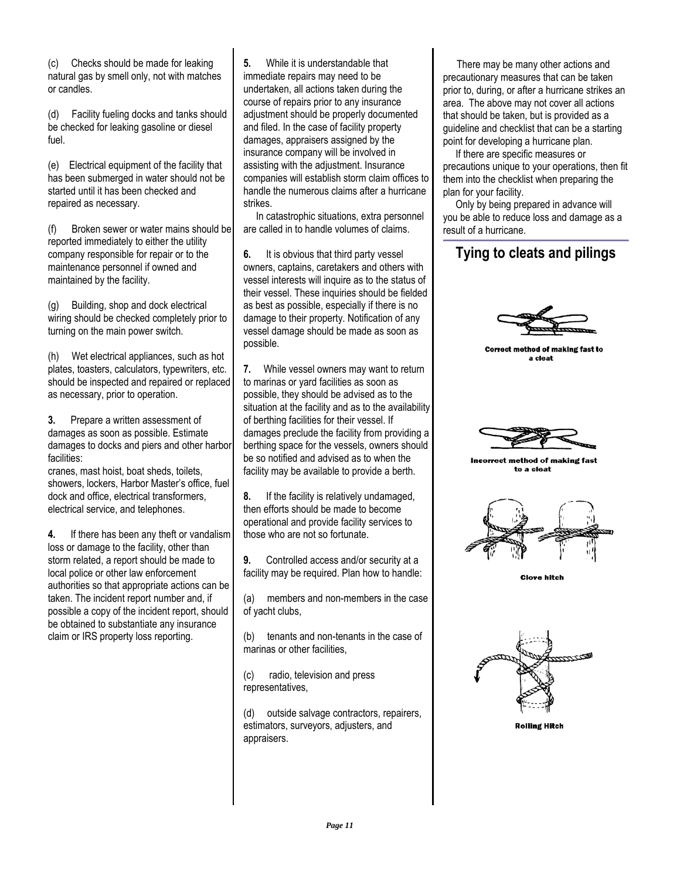(c) Checks should be made for leaking natural gas by smell only, not with matches or candles.

(d) Facility fueling docks and tanks should be checked for leaking gasoline or diesel fuel.

(e) Electrical equipment of the facility that has been submerged in water should not be started until it has been checked and repaired as necessary.

(f) Broken sewer or water mains should be reported immediately to either the utility company responsible for repair or to the maintenance personnel if owned and maintained by the facility.

(g) Building, shop and dock electrical wiring should be checked completely prior to turning on the main power switch.

(h) Wet electrical appliances, such as hot plates, toasters, calculators, typewriters, etc. should be inspected and repaired or replaced as necessary, prior to operation.

**3.** Prepare a written assessment of damages as soon as possible. Estimate damages to docks and piers and other harbor facilities:
cranes, mast hoist, boat sheds, toilets, showers, lockers, Harbor Master's office, fuel dock and office, electrical transformers, electrical service, and telephones.

**4.** If there has been any theft or vandalism loss or damage to the facility, other than storm related, a report should be made to local police or other law enforcement authorities so that appropriate actions can be taken. The incident report number and, if possible a copy of the incident report, should be obtained to substantiate any insurance claim or IRS property loss reporting.

**5.** While it is understandable that immediate repairs may need to be undertaken, all actions taken during the course of repairs prior to any insurance adjustment should be properly documented and filed. In the case of facility property damages, appraisers assigned by the insurance company will be involved in assisting with the adjustment. Insurance companies will establish storm claim offices to handle the numerous claims after a hurricane strikes.

In catastrophic situations, extra personnel are called in to handle volumes of claims.

**6.** It is obvious that third party vessel owners, captains, caretakers and others with vessel interests will inquire as to the status of their vessel. These inquiries should be fielded as best as possible, especially if there is no damage to their property. Notification of any vessel damage should be made as soon as possible.

**7.** While vessel owners may want to return to marinas or yard facilities as soon as possible, they should be advised as to the situation at the facility and as to the availability of berthing facilities for their vessel. If damages preclude the facility from providing a berthing space for the vessels, owners should be so notified and advised as to when the facility may be available to provide a berth.

**8.** If the facility is relatively undamaged, then efforts should be made to become operational and provide facility services to those who are not so fortunate.

**9.** Controlled access and/or security at a facility may be required. Plan how to handle:

(a) members and non-members in the case of yacht clubs,

(b) tenants and non-tenants in the case of marinas or other facilities,

(c) radio, television and press representatives,

(d) outside salvage contractors, repairers, estimators, surveyors, adjusters, and appraisers.

There may be many other actions and precautionary measures that can be taken prior to, during, or after a hurricane strikes an area. The above may not cover all actions that should be taken, but is provided as a guideline and checklist that can be a starting point for developing a hurricane plan.

If there are specific measures or precautions unique to your operations, then fit them into the checklist when preparing the plan for your facility.

Only by being prepared in advance will you be able to reduce loss and damage as a result of a hurricane.

## Tying to cleats and pilings

Correct method of making fast to a cleat

Incorrect method of making fast to a cleat

Clove hitch

Rolling Hitch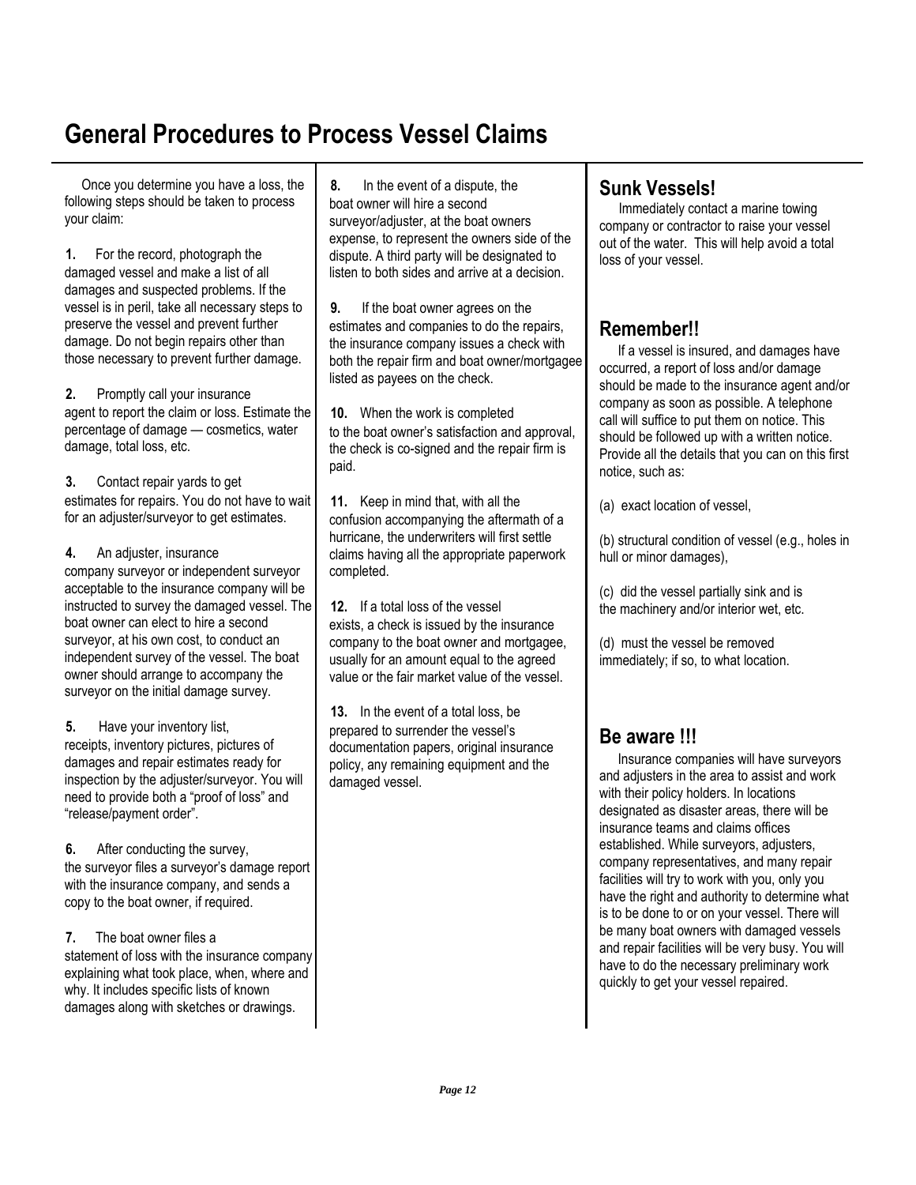# General Procedures to Process Vessel Claims

Once you determine you have a loss, the following steps should be taken to process your claim:

**1.** For the record, photograph the damaged vessel and make a list of all damages and suspected problems. If the vessel is in peril, take all necessary steps to preserve the vessel and prevent further damage. Do not begin repairs other than those necessary to prevent further damage.

**2.** Promptly call your insurance agent to report the claim or loss. Estimate the percentage of damage — cosmetics, water damage, total loss, etc.

**3.** Contact repair yards to get estimates for repairs. You do not have to wait for an adjuster/surveyor to get estimates.

**4.** An adjuster, insurance company surveyor or independent surveyor acceptable to the insurance company will be instructed to survey the damaged vessel. The boat owner can elect to hire a second surveyor, at his own cost, to conduct an independent survey of the vessel. The boat owner should arrange to accompany the surveyor on the initial damage survey.

**5.** Have your inventory list, receipts, inventory pictures, pictures of damages and repair estimates ready for inspection by the adjuster/surveyor. You will need to provide both a "proof of loss" and "release/payment order".

**6.** After conducting the survey, the surveyor files a surveyor's damage report with the insurance company, and sends a copy to the boat owner, if required.

**7.** The boat owner files a statement of loss with the insurance company explaining what took place, when, where and why. It includes specific lists of known damages along with sketches or drawings.

**8.** In the event of a dispute, the boat owner will hire a second surveyor/adjuster, at the boat owners expense, to represent the owners side of the dispute. A third party will be designated to listen to both sides and arrive at a decision.

**9.** If the boat owner agrees on the estimates and companies to do the repairs, the insurance company issues a check with both the repair firm and boat owner/mortgagee listed as payees on the check.

**10.** When the work is completed to the boat owner's satisfaction and approval, the check is co-signed and the repair firm is paid.

**11.** Keep in mind that, with all the confusion accompanying the aftermath of a hurricane, the underwriters will first settle claims having all the appropriate paperwork completed.

**12.** If a total loss of the vessel exists, a check is issued by the insurance company to the boat owner and mortgagee, usually for an amount equal to the agreed value or the fair market value of the vessel.

**13.** In the event of a total loss, be prepared to surrender the vessel's documentation papers, original insurance policy, any remaining equipment and the damaged vessel.

## Sunk Vessels!

Immediately contact a marine towing company or contractor to raise your vessel out of the water. This will help avoid a total loss of your vessel.

## Remember!!

If a vessel is insured, and damages have occurred, a report of loss and/or damage should be made to the insurance agent and/or company as soon as possible. A telephone call will suffice to put them on notice. This should be followed up with a written notice. Provide all the details that you can on this first notice, such as:

(a) exact location of vessel,

(b) structural condition of vessel (e.g., holes in hull or minor damages),

(c) did the vessel partially sink and is the machinery and/or interior wet, etc.

(d) must the vessel be removed immediately; if so, to what location.

## Be aware !!!

Insurance companies will have surveyors and adjusters in the area to assist and work with their policy holders. In locations designated as disaster areas, there will be insurance teams and claims offices established. While surveyors, adjusters, company representatives, and many repair facilities will try to work with you, only you have the right and authority to determine what is to be done to or on your vessel. There will be many boat owners with damaged vessels and repair facilities will be very busy. You will have to do the necessary preliminary work quickly to get your vessel repaired.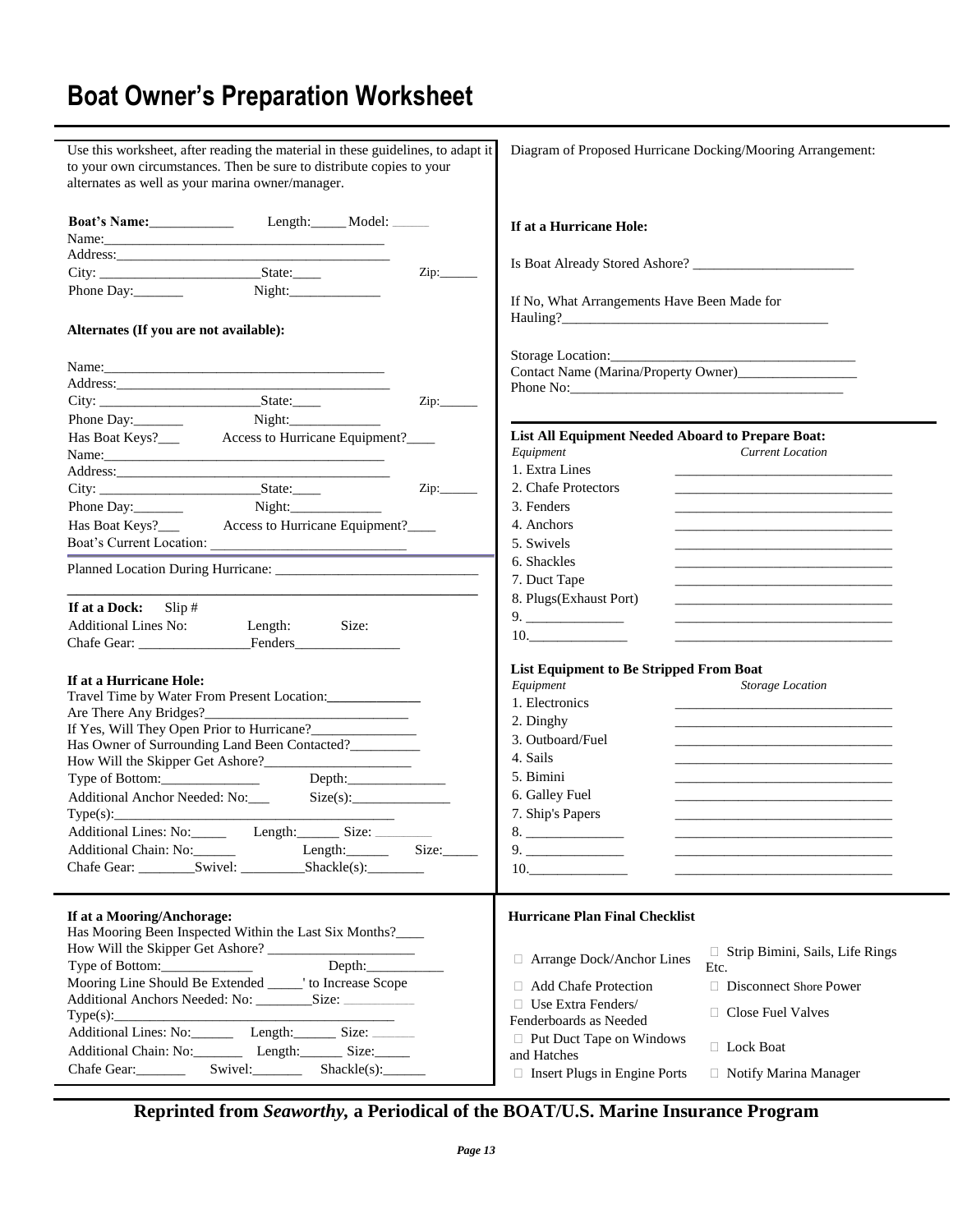# Boat Owner's Preparation Worksheet

Use this worksheet, after reading the material in these guidelines, to adapt it to your own circumstances. Then be sure to distribute copies to your alternates as well as your marina owner/manager.

**Boat's Name:**____________ Length:_____ Model: _____

Name:________________________________________

Address:______________________________________

City: _______________________State:____ Zip:______

Phone Day:_______ Night:_____________

**Alternates (If you are not available):**

Name:________________________________________

Address:______________________________________

City: _______________________State:____ Zip:______

Phone Day:_______ Night:_____________

Has Boat Keys?___ Access to Hurricane Equipment?____

Name:________________________________________

Address:______________________________________

City: _______________________State:____ Zip:______

Phone Day:_______ Night:_____________

Has Boat Keys?___ Access to Hurricane Equipment?____

Boat's Current Location: ___________________________

Planned Location During Hurricane: ___________________________

**If at a Dock:** Slip #

Additional Lines No: Length: Size:

Chafe Gear: ________________Fenders_______________

**If at a Hurricane Hole:**

Travel Time by Water From Present Location:_____________

Are There Any Bridges?_____________________________

If Yes, Will They Open Prior to Hurricane?_______________

Has Owner of Surrounding Land Been Contacted?__________

How Will the Skipper Get Ashore?______________________

Type of Bottom:______________ Depth:______________

Additional Anchor Needed: No:___ Size(s):______________

Type(s):_______________________________________

Additional Lines: No:_____ Length:______ Size: ________

Additional Chain: No:______ Length:______ Size:_____

Chafe Gear: ________Swivel: _________Shackle(s):________

**If at a Mooring/Anchorage:**

Has Mooring Been Inspected Within the Last Six Months?____

How Will the Skipper Get Ashore? _____________________

Type of Bottom:_____________ Depth:___________

Mooring Line Should Be Extended _____' to Increase Scope

Additional Anchors Needed: No: ________Size: __________

Type(s):_______________________________________

Additional Lines: No:______ Length:______ Size: ______

Additional Chain: No:_______ Length:______ Size:_____

Chafe Gear:_______ Swivel:_______ Shackle(s):______

Diagram of Proposed Hurricane Docking/Mooring Arrangement:

**If at a Hurricane Hole:**

Is Boat Already Stored Ashore? _______________________

If No, What Arrangements Have Been Made for Hauling?______________________________________

Storage Location:__________________________________

Contact Name (Marina/Property Owner)_________________

Phone No:_______________________________________

**List All Equipment Needed Aboard to Prepare Boat:**

| *Equipment* | *Current Location* |
|---|---|
| 1. Extra Lines | ______________________ |
| 2. Chafe Protectors | ______________________ |
| 3. Fenders | ______________________ |
| 4. Anchors | ______________________ |
| 5. Swivels | ______________________ |
| 6. Shackles | ______________________ |
| 7. Duct Tape | ______________________ |
| 8. Plugs(Exhaust Port) | ______________________ |
| 9. ______________ | ______________________ |
| 10.______________ | ______________________ |

**List Equipment to Be Stripped From Boat**

| *Equipment* | *Storage Location* |
|---|---|
| 1. Electronics | ______________________ |
| 2. Dinghy | ______________________ |
| 3. Outboard/Fuel | ______________________ |
| 4. Sails | ______________________ |
| 5. Bimini | ______________________ |
| 6. Galley Fuel | ______________________ |
| 7. Ship's Papers | ______________________ |
| 8. ______________ | ______________________ |
| 9. ______________ | ______________________ |
| 10.______________ | ______________________ |

**Hurricane Plan Final Checklist**

- ☐ Arrange Dock/Anchor Lines
- ☐ Add Chafe Protection
- ☐ Use Extra Fenders/ Fenderboards as Needed
- ☐ Put Duct Tape on Windows and Hatches
- ☐ Insert Plugs in Engine Ports
- ☐ Strip Bimini, Sails, Life Rings Etc.
- ☐ Disconnect Shore Power
- ☐ Close Fuel Valves
- ☐ Lock Boat
- ☐ Notify Marina Manager

**Reprinted from *Seaworthy,* a Periodical of the BOAT/U.S. Marine Insurance Program**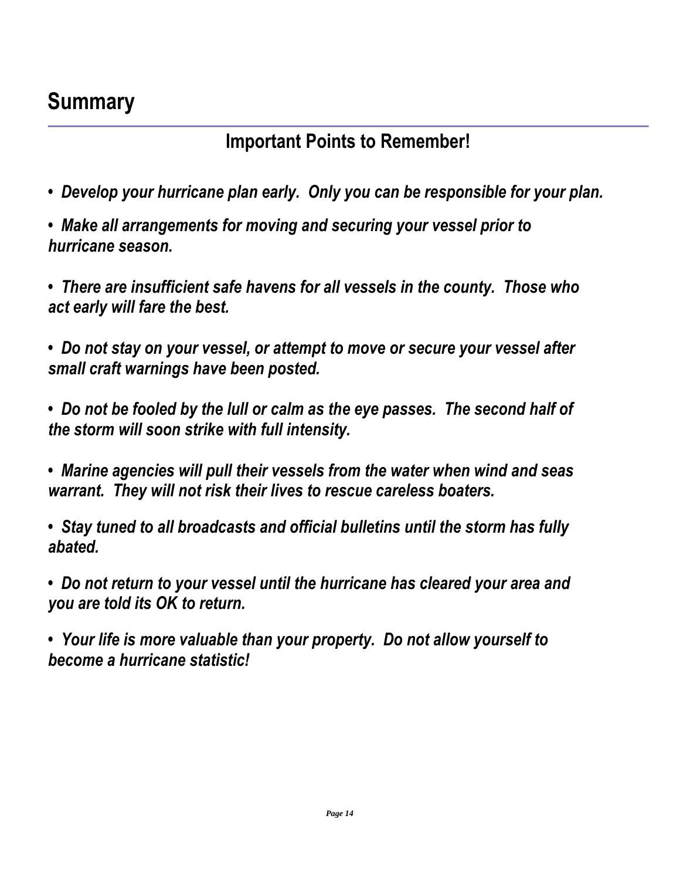# Summary

## Important Points to Remember!

- ***Develop your hurricane plan early. Only you can be responsible for your plan.***

- ***Make all arrangements for moving and securing your vessel prior to hurricane season.***

- ***There are insufficient safe havens for all vessels in the county. Those who act early will fare the best.***

- ***Do not stay on your vessel, or attempt to move or secure your vessel after small craft warnings have been posted.***

- ***Do not be fooled by the lull or calm as the eye passes. The second half of the storm will soon strike with full intensity.***

- ***Marine agencies will pull their vessels from the water when wind and seas warrant. They will not risk their lives to rescue careless boaters.***

- ***Stay tuned to all broadcasts and official bulletins until the storm has fully abated.***

- ***Do not return to your vessel until the hurricane has cleared your area and you are told its OK to return.***

- ***Your life is more valuable than your property. Do not allow yourself to become a hurricane statistic!***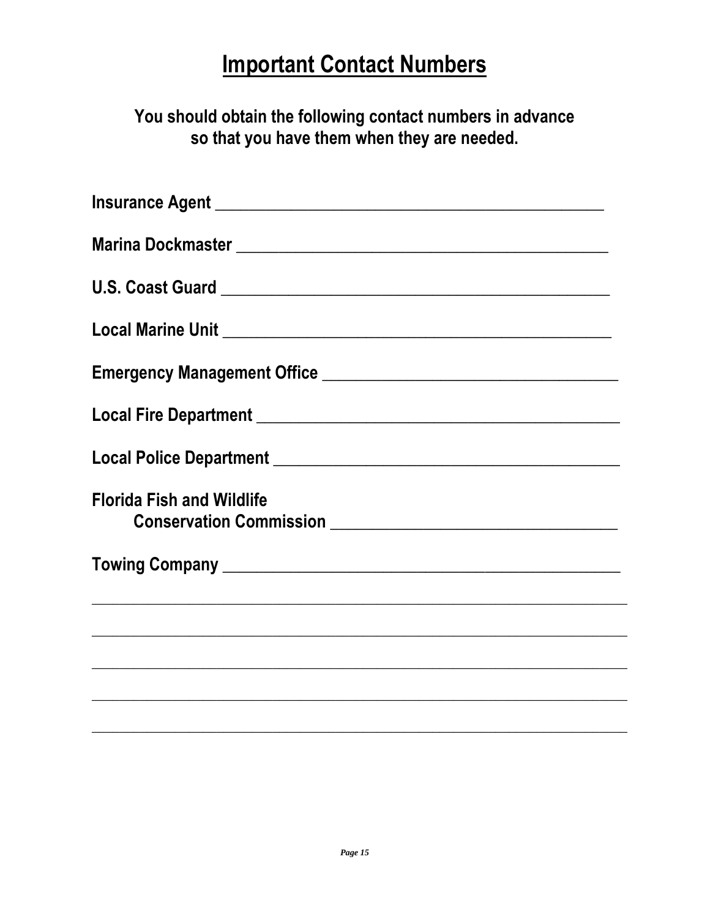# Important Contact Numbers

**You should obtain the following contact numbers in advance so that you have them when they are needed.**

**Insurance Agent** ______________________________________________

**Marina Dockmaster** ____________________________________________

**U.S. Coast Guard** ______________________________________________

**Local Marine Unit** ______________________________________________

**Emergency Management Office** ___________________________________

**Local Fire Department** __________________________________________

**Local Police Department** ________________________________________

**Florida Fish and Wildlife
Conservation Commission** ________________________________________

**Towing Company** _______________________________________________

________________________________________________________________

________________________________________________________________

________________________________________________________________

________________________________________________________________

________________________________________________________________